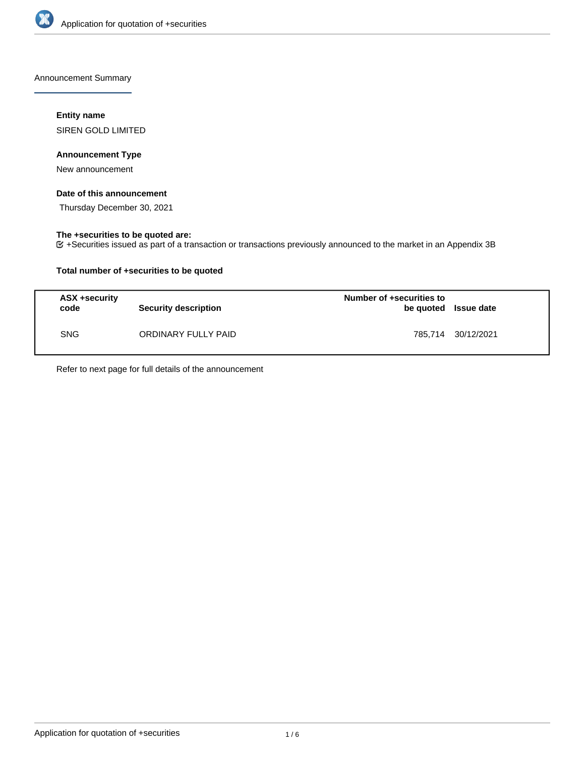Announcement Summary

**Entity name**

SIREN GOLD LIMITED

**Announcement Type**

New announcement

**Date of this announcement**

Thursday December 30, 2021

**The +securities to be quoted are:**

+Securities issued as part of a transaction or transactions previously announced to the market in an Appendix 3B

**Total number of +securities to be quoted**

| ASX +security code | Security description | Number of +securities to be quoted | Issue date |
|---|---|---|---|
| SNG | ORDINARY FULLY PAID | 785,714 | 30/12/2021 |

Refer to next page for full details of the announcement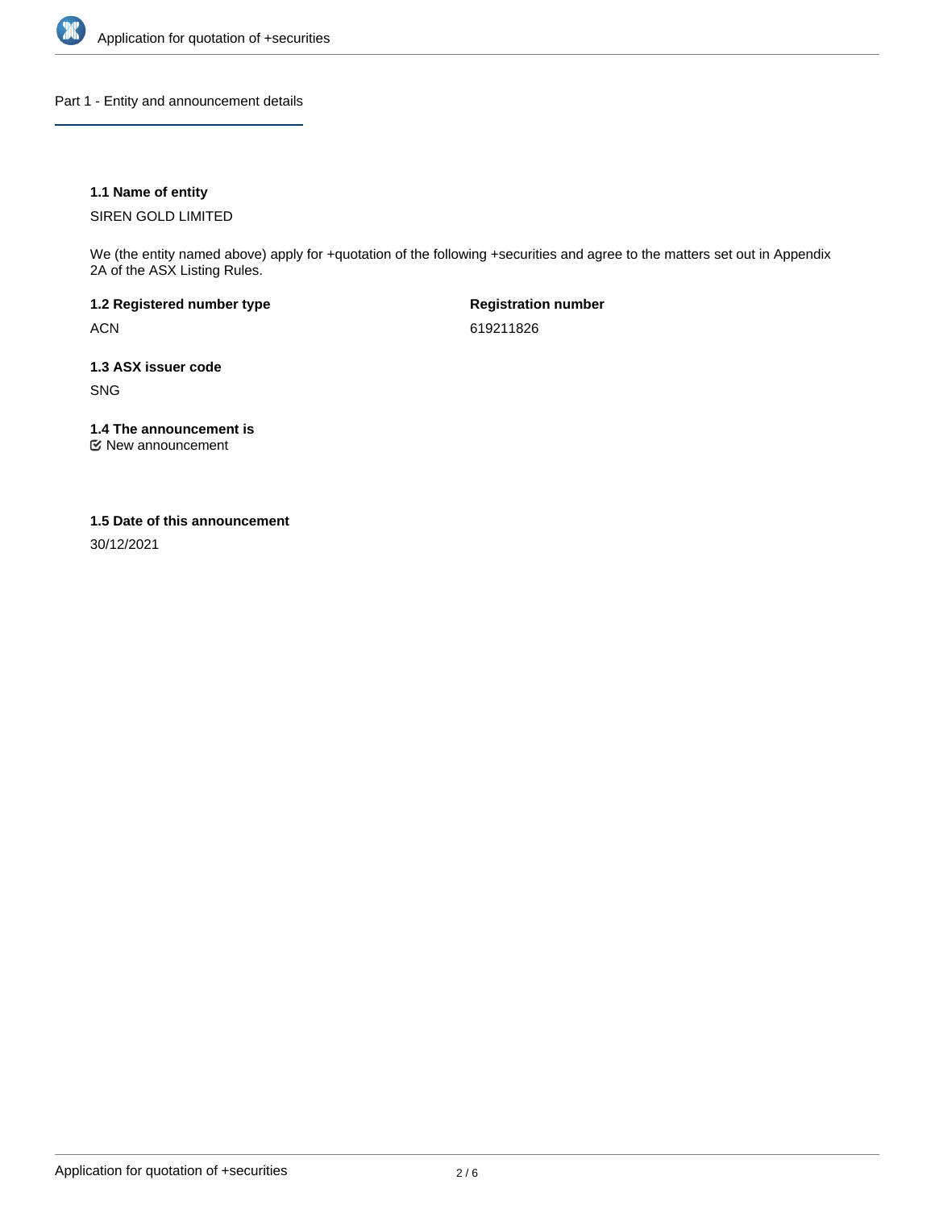## Part 1 - Entity and announcement details

### 1.1 Name of entity

SIREN GOLD LIMITED

We (the entity named above) apply for +quotation of the following +securities and agree to the matters set out in Appendix 2A of the ASX Listing Rules.

**1.2 Registered number type**

ACN

**Registration number**

619211826

### 1.3 ASX issuer code

SNG

### 1.4 The announcement is

☑ New announcement

### 1.5 Date of this announcement

30/12/2021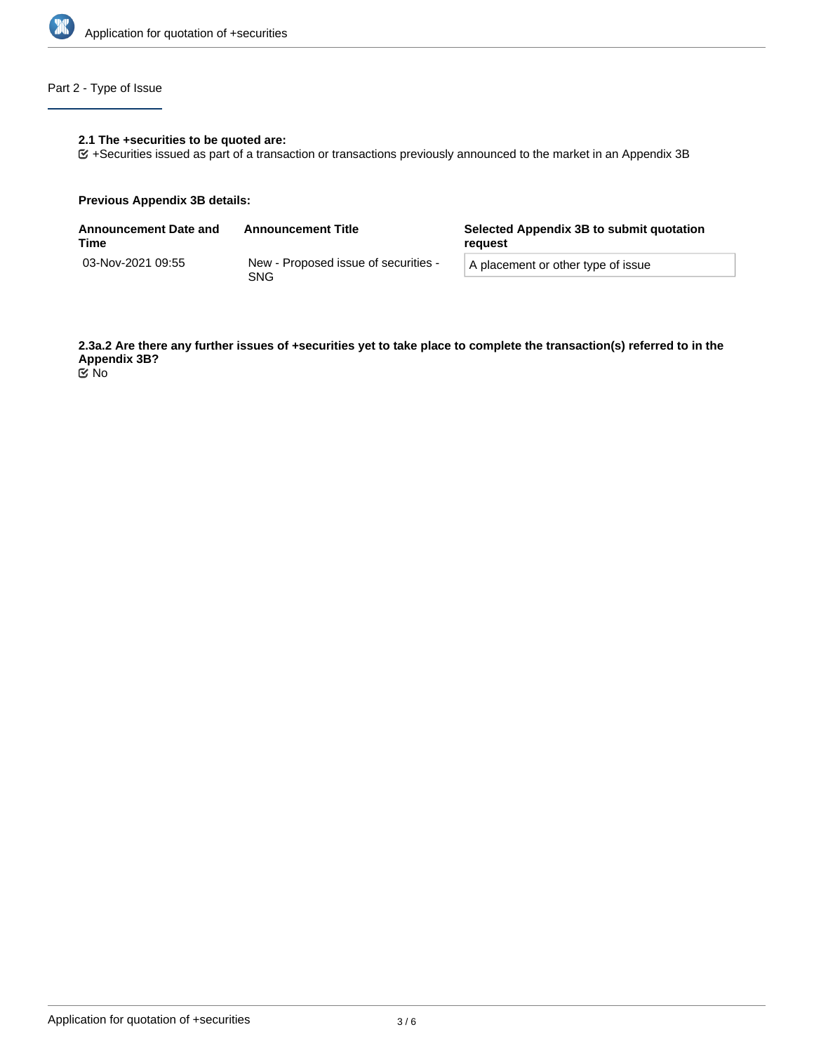## Part 2 - Type of Issue

**2.1 The +securities to be quoted are:**

☑ +Securities issued as part of a transaction or transactions previously announced to the market in an Appendix 3B

**Previous Appendix 3B details:**

| Announcement Date and Time | Announcement Title | Selected Appendix 3B to submit quotation request |
| --- | --- | --- |
| 03-Nov-2021 09:55 | New - Proposed issue of securities - SNG | A placement or other type of issue |

**2.3a.2 Are there any further issues of +securities yet to take place to complete the transaction(s) referred to in the Appendix 3B?**

☑ No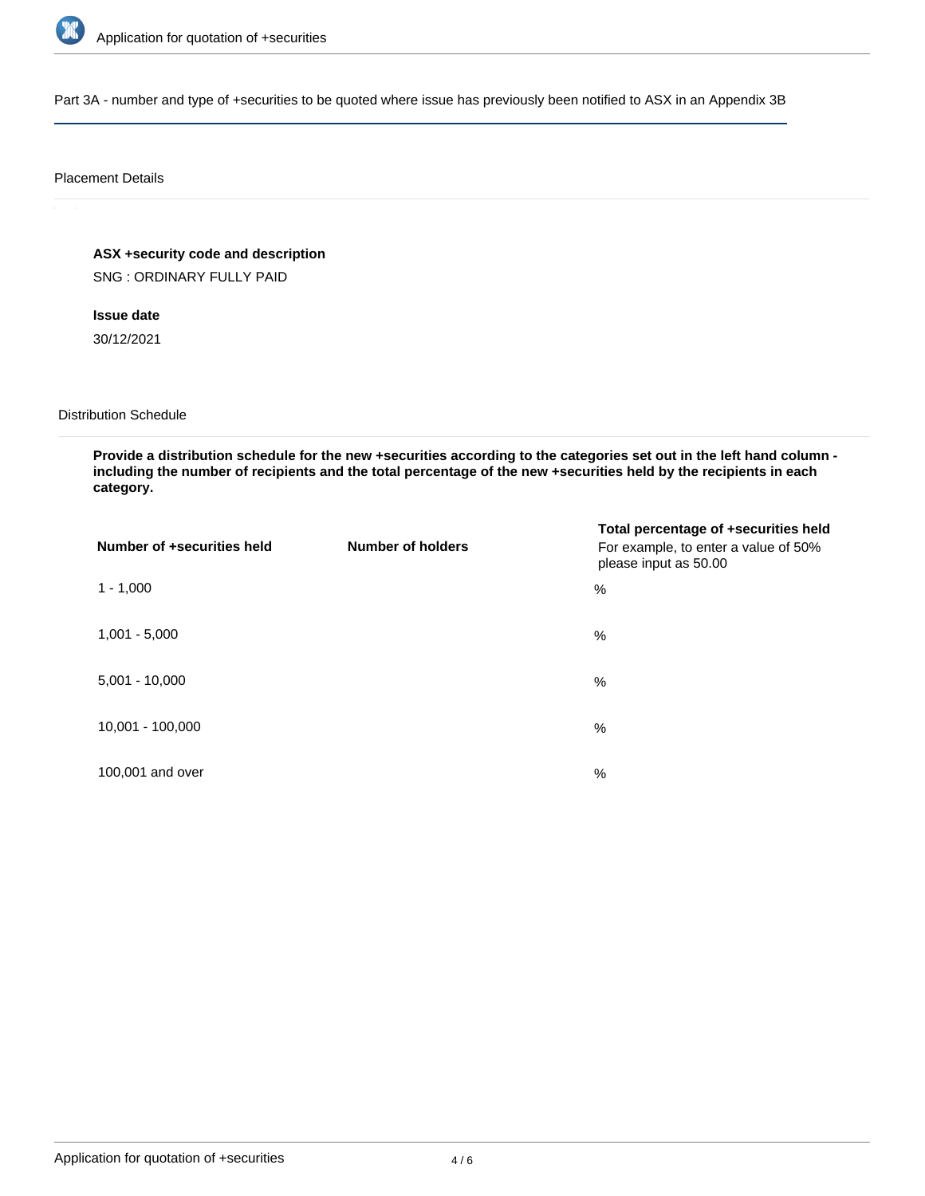## Part 3A - number and type of +securities to be quoted where issue has previously been notified to ASX in an Appendix 3B

### Placement Details

**ASX +security code and description**

SNG : ORDINARY FULLY PAID

**Issue date**

30/12/2021

### Distribution Schedule

**Provide a distribution schedule for the new +securities according to the categories set out in the left hand column - including the number of recipients and the total percentage of the new +securities held by the recipients in each category.**

| Number of +securities held | Number of holders | Total percentage of +securities held<br>For example, to enter a value of 50% please input as 50.00 |
|---|---|---|
| 1 - 1,000 | | % |
| 1,001 - 5,000 | | % |
| 5,001 - 10,000 | | % |
| 10,001 - 100,000 | | % |
| 100,001 and over | | % |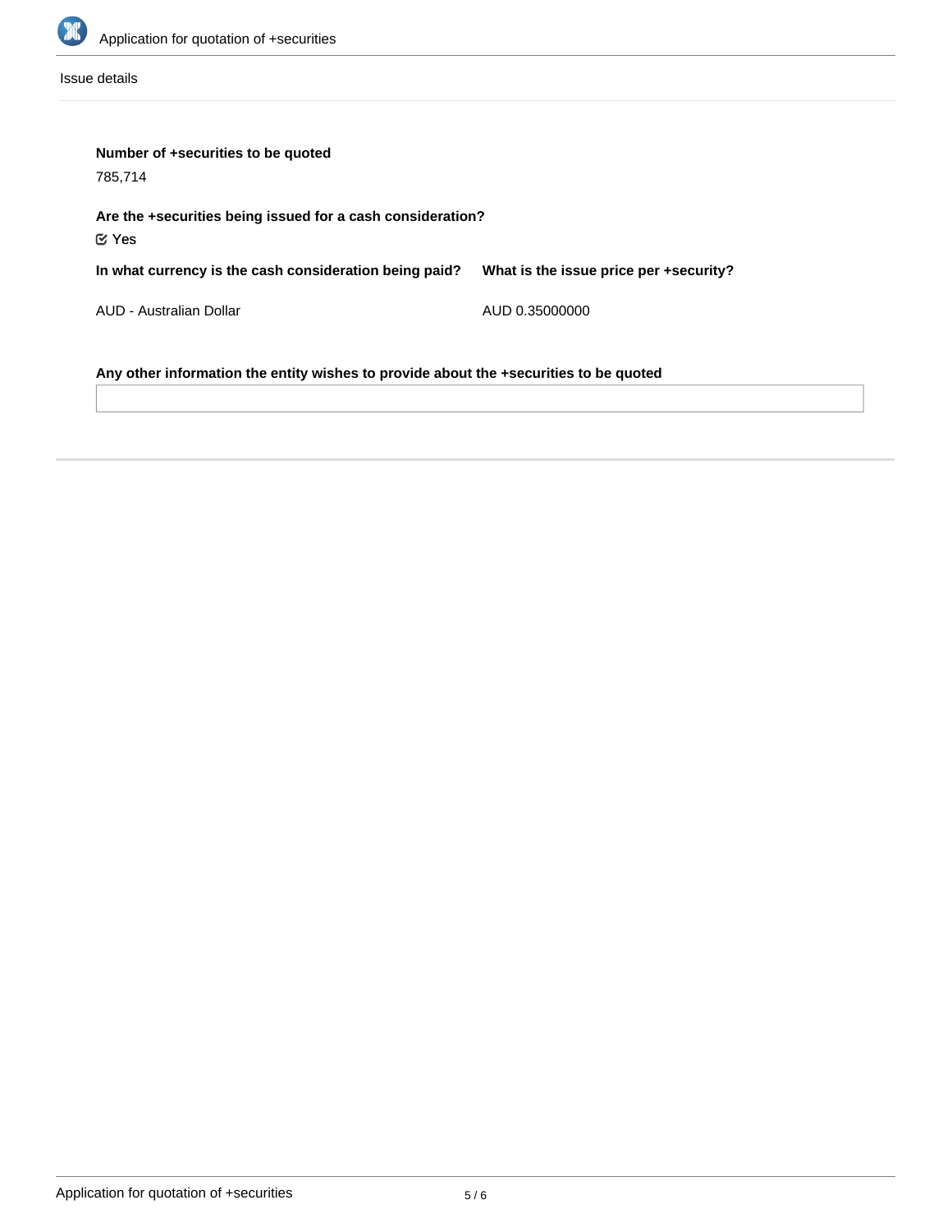Issue details

**Number of +securities to be quoted**

785,714

**Are the +securities being issued for a cash consideration?**

☑ Yes

| In what currency is the cash consideration being paid? | What is the issue price per +security? |
| --- | --- |
| AUD - Australian Dollar | AUD 0.35000000 |

**Any other information the entity wishes to provide about the +securities to be quoted**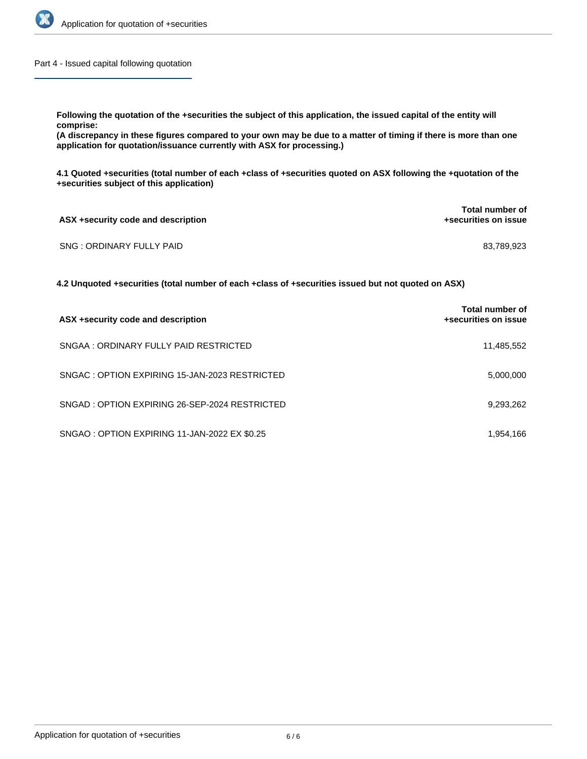## Part 4 - Issued capital following quotation

**Following the quotation of the +securities the subject of this application, the issued capital of the entity will comprise:**
**(A discrepancy in these figures compared to your own may be due to a matter of timing if there is more than one application for quotation/issuance currently with ASX for processing.)**

**4.1 Quoted +securities (total number of each +class of +securities quoted on ASX following the +quotation of the +securities subject of this application)**

| ASX +security code and description | Total number of +securities on issue |
|---|---|
| SNG : ORDINARY FULLY PAID | 83,789,923 |

**4.2 Unquoted +securities (total number of each +class of +securities issued but not quoted on ASX)**

| ASX +security code and description | Total number of +securities on issue |
|---|---|
| SNGAA : ORDINARY FULLY PAID RESTRICTED | 11,485,552 |
| SNGAC : OPTION EXPIRING 15-JAN-2023 RESTRICTED | 5,000,000 |
| SNGAD : OPTION EXPIRING 26-SEP-2024 RESTRICTED | 9,293,262 |
| SNGAO : OPTION EXPIRING 11-JAN-2022 EX $0.25 | 1,954,166 |